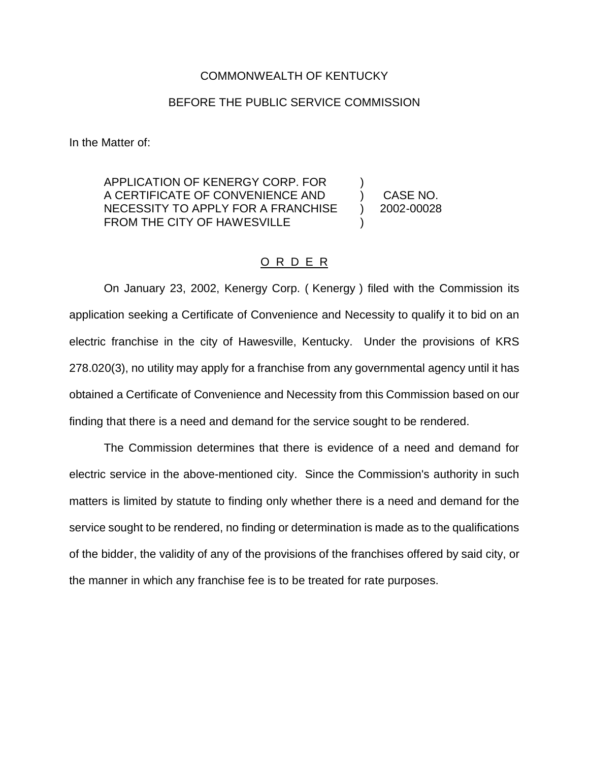COMMONWEALTH OF KENTUCKY

BEFORE THE PUBLIC SERVICE COMMISSION

In the Matter of:

| | | |
|---|---|---|
| APPLICATION OF KENERGY CORP. FOR A CERTIFICATE OF CONVENIENCE AND NECESSITY TO APPLY FOR A FRANCHISE FROM THE CITY OF HAWESVILLE | ) ) ) ) | CASE NO. 2002-00028 |

## O R D E R

On January 23, 2002, Kenergy Corp. ( Kenergy ) filed with the Commission its application seeking a Certificate of Convenience and Necessity to qualify it to bid on an electric franchise in the city of Hawesville, Kentucky. Under the provisions of KRS 278.020(3), no utility may apply for a franchise from any governmental agency until it has obtained a Certificate of Convenience and Necessity from this Commission based on our finding that there is a need and demand for the service sought to be rendered.

The Commission determines that there is evidence of a need and demand for electric service in the above-mentioned city. Since the Commission's authority in such matters is limited by statute to finding only whether there is a need and demand for the service sought to be rendered, no finding or determination is made as to the qualifications of the bidder, the validity of any of the provisions of the franchises offered by said city, or the manner in which any franchise fee is to be treated for rate purposes.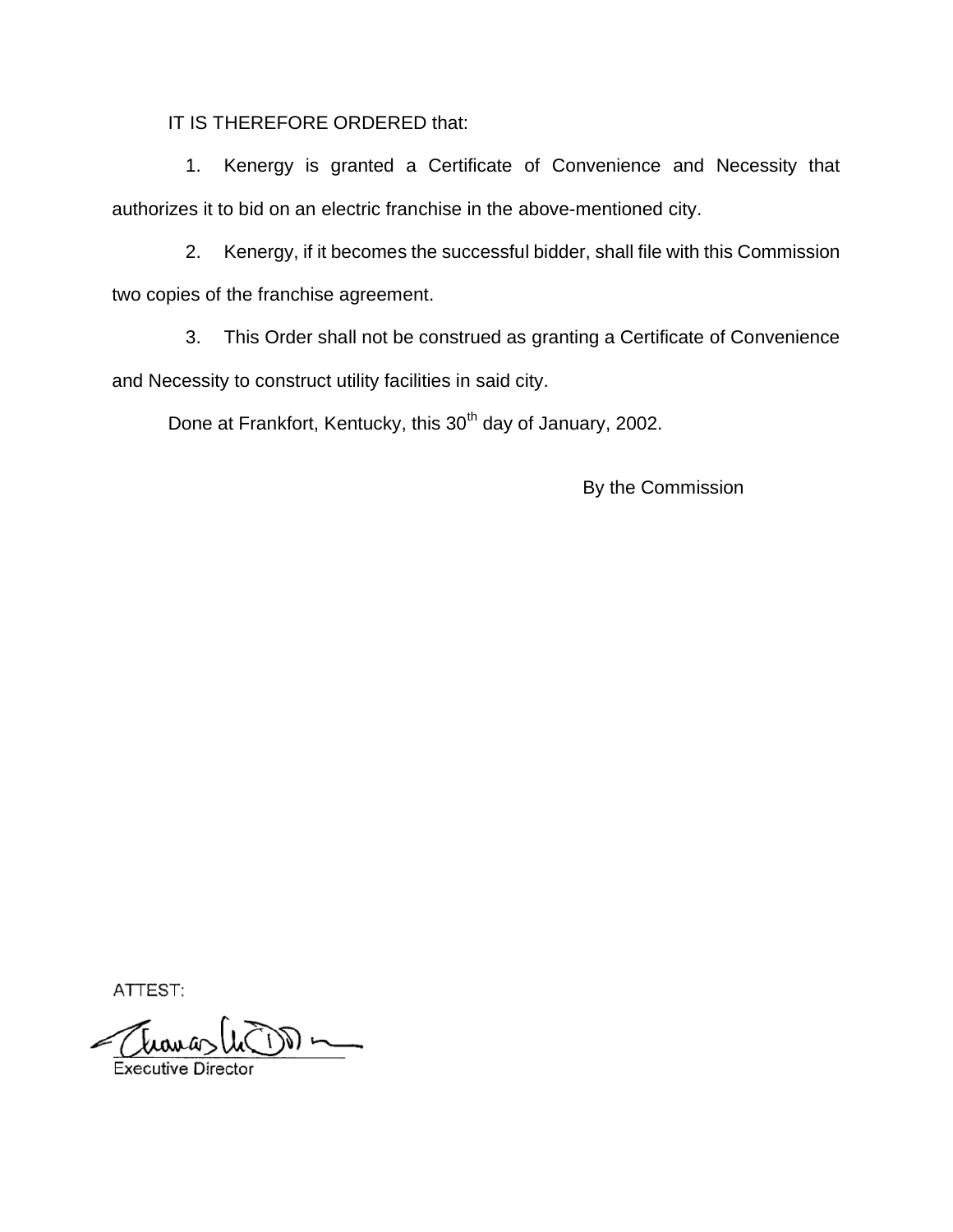IT IS THEREFORE ORDERED that:

1. Kenergy is granted a Certificate of Convenience and Necessity that authorizes it to bid on an electric franchise in the above-mentioned city.

2. Kenergy, if it becomes the successful bidder, shall file with this Commission two copies of the franchise agreement.

3. This Order shall not be construed as granting a Certificate of Convenience and Necessity to construct utility facilities in said city.

Done at Frankfort, Kentucky, this 30th day of January, 2002.

By the Commission

ATTEST:

Executive Director